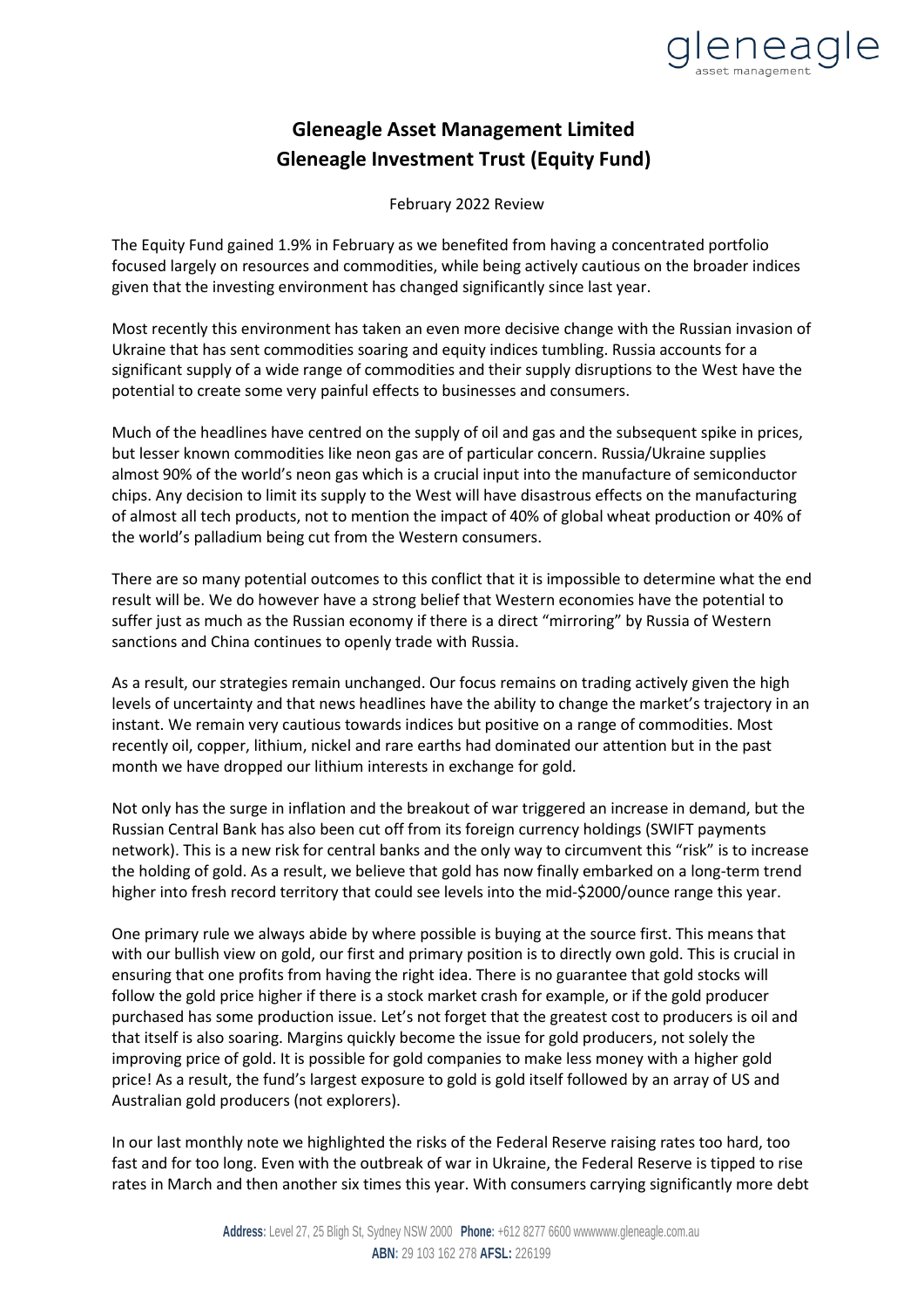# Gleneagle Asset Management Limited
# Gleneagle Investment Trust (Equity Fund)

February 2022 Review

The Equity Fund gained 1.9% in February as we benefited from having a concentrated portfolio focused largely on resources and commodities, while being actively cautious on the broader indices given that the investing environment has changed significantly since last year.

Most recently this environment has taken an even more decisive change with the Russian invasion of Ukraine that has sent commodities soaring and equity indices tumbling. Russia accounts for a significant supply of a wide range of commodities and their supply disruptions to the West have the potential to create some very painful effects to businesses and consumers.

Much of the headlines have centred on the supply of oil and gas and the subsequent spike in prices, but lesser known commodities like neon gas are of particular concern. Russia/Ukraine supplies almost 90% of the world's neon gas which is a crucial input into the manufacture of semiconductor chips. Any decision to limit its supply to the West will have disastrous effects on the manufacturing of almost all tech products, not to mention the impact of 40% of global wheat production or 40% of the world's palladium being cut from the Western consumers.

There are so many potential outcomes to this conflict that it is impossible to determine what the end result will be. We do however have a strong belief that Western economies have the potential to suffer just as much as the Russian economy if there is a direct "mirroring" by Russia of Western sanctions and China continues to openly trade with Russia.

As a result, our strategies remain unchanged. Our focus remains on trading actively given the high levels of uncertainty and that news headlines have the ability to change the market's trajectory in an instant. We remain very cautious towards indices but positive on a range of commodities. Most recently oil, copper, lithium, nickel and rare earths had dominated our attention but in the past month we have dropped our lithium interests in exchange for gold.

Not only has the surge in inflation and the breakout of war triggered an increase in demand, but the Russian Central Bank has also been cut off from its foreign currency holdings (SWIFT payments network). This is a new risk for central banks and the only way to circumvent this "risk" is to increase the holding of gold. As a result, we believe that gold has now finally embarked on a long-term trend higher into fresh record territory that could see levels into the mid-$2000/ounce range this year.

One primary rule we always abide by where possible is buying at the source first. This means that with our bullish view on gold, our first and primary position is to directly own gold. This is crucial in ensuring that one profits from having the right idea. There is no guarantee that gold stocks will follow the gold price higher if there is a stock market crash for example, or if the gold producer purchased has some production issue. Let's not forget that the greatest cost to producers is oil and that itself is also soaring. Margins quickly become the issue for gold producers, not solely the improving price of gold. It is possible for gold companies to make less money with a higher gold price! As a result, the fund's largest exposure to gold is gold itself followed by an array of US and Australian gold producers (not explorers).

In our last monthly note we highlighted the risks of the Federal Reserve raising rates too hard, too fast and for too long. Even with the outbreak of war in Ukraine, the Federal Reserve is tipped to rise rates in March and then another six times this year. With consumers carrying significantly more debt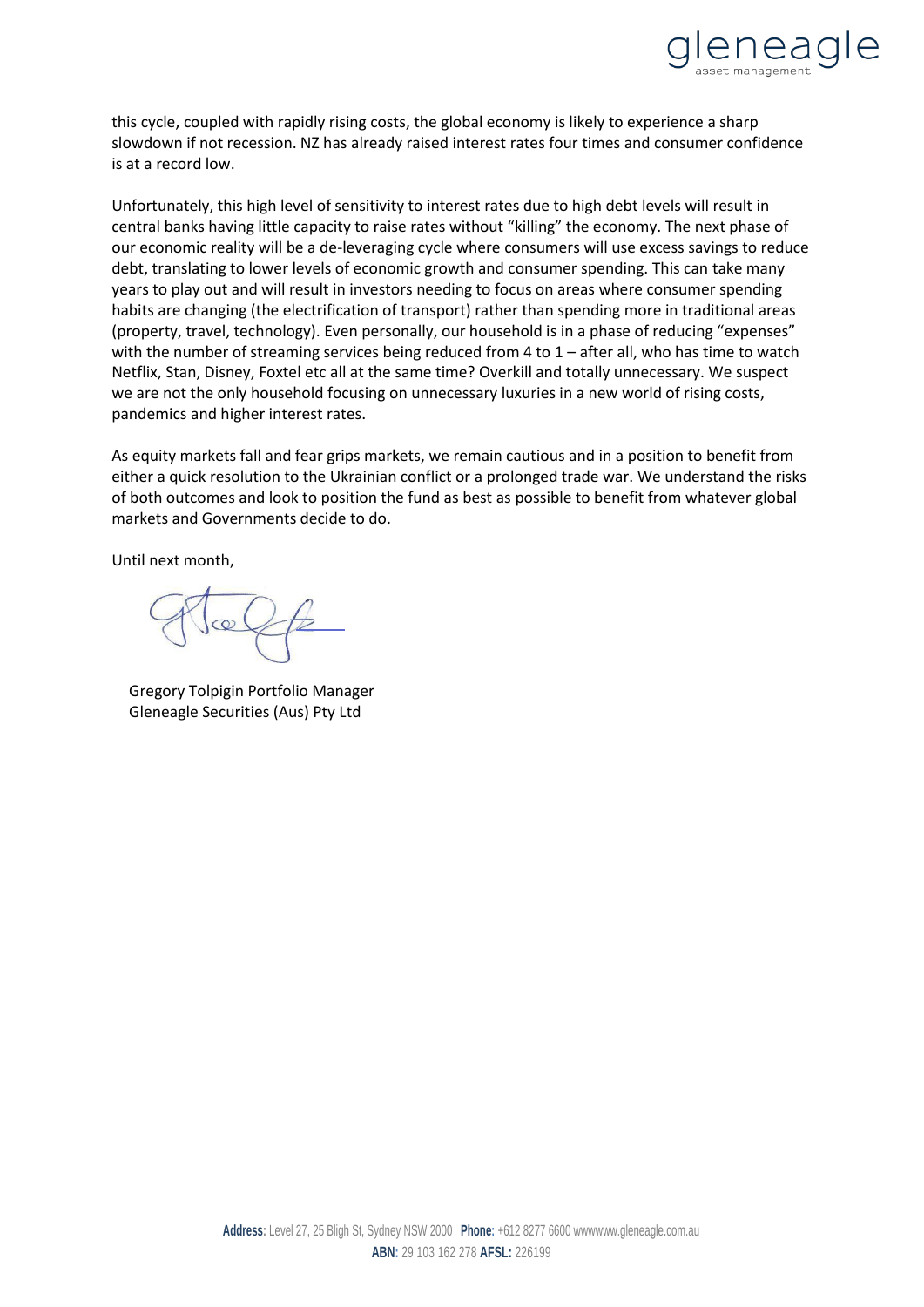this cycle, coupled with rapidly rising costs, the global economy is likely to experience a sharp slowdown if not recession. NZ has already raised interest rates four times and consumer confidence is at a record low.

Unfortunately, this high level of sensitivity to interest rates due to high debt levels will result in central banks having little capacity to raise rates without "killing" the economy. The next phase of our economic reality will be a de-leveraging cycle where consumers will use excess savings to reduce debt, translating to lower levels of economic growth and consumer spending. This can take many years to play out and will result in investors needing to focus on areas where consumer spending habits are changing (the electrification of transport) rather than spending more in traditional areas (property, travel, technology). Even personally, our household is in a phase of reducing "expenses" with the number of streaming services being reduced from 4 to 1 – after all, who has time to watch Netflix, Stan, Disney, Foxtel etc all at the same time? Overkill and totally unnecessary. We suspect we are not the only household focusing on unnecessary luxuries in a new world of rising costs, pandemics and higher interest rates.

As equity markets fall and fear grips markets, we remain cautious and in a position to benefit from either a quick resolution to the Ukrainian conflict or a prolonged trade war. We understand the risks of both outcomes and look to position the fund as best as possible to benefit from whatever global markets and Governments decide to do.

Until next month,

Gregory Tolpigin Portfolio Manager
Gleneagle Securities (Aus) Pty Ltd